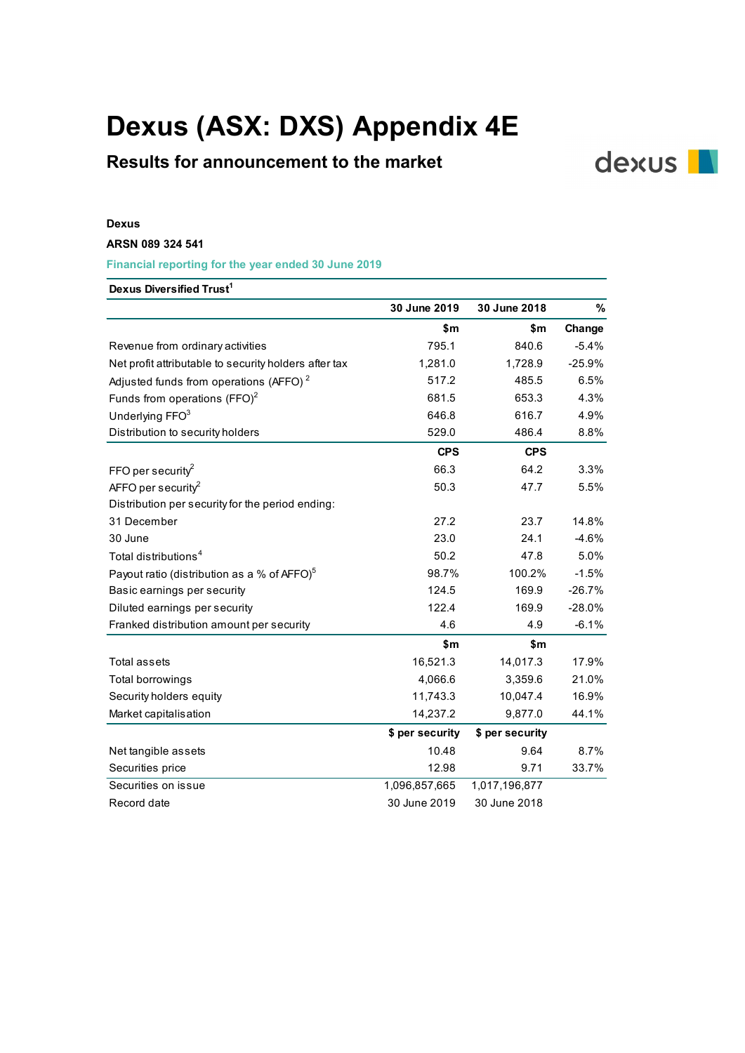# Dexus (ASX: DXS) Appendix 4E

## Results for announcement to the market

**Dexus**

**ARSN 089 324 541**

**Financial reporting for the year ended 30 June 2019**

| Dexus Diversified Trust[1] | | | |
|---|---|---|---|
| | **30 June 2019** | **30 June 2018** | **%** |
| | **$m** | **$m** | **Change** |
| Revenue from ordinary activities | 795.1 | 840.6 | -5.4% |
| Net profit attributable to security holders after tax | 1,281.0 | 1,728.9 | -25.9% |
| Adjusted funds from operations (AFFO)[2] | 517.2 | 485.5 | 6.5% |
| Funds from operations (FFO)[2] | 681.5 | 653.3 | 4.3% |
| Underlying FFO[3] | 646.8 | 616.7 | 4.9% |
| Distribution to security holders | 529.0 | 486.4 | 8.8% |
| | **CPS** | **CPS** | |
| FFO per security[2] | 66.3 | 64.2 | 3.3% |
| AFFO per security[2] | 50.3 | 47.7 | 5.5% |
| Distribution per security for the period ending: | | | |
| 31 December | 27.2 | 23.7 | 14.8% |
| 30 June | 23.0 | 24.1 | -4.6% |
| Total distributions[4] | 50.2 | 47.8 | 5.0% |
| Payout ratio (distribution as a % of AFFO)[5] | 98.7% | 100.2% | -1.5% |
| Basic earnings per security | 124.5 | 169.9 | -26.7% |
| Diluted earnings per security | 122.4 | 169.9 | -28.0% |
| Franked distribution amount per security | 4.6 | 4.9 | -6.1% |
| | **$m** | **$m** | |
| Total assets | 16,521.3 | 14,017.3 | 17.9% |
| Total borrowings | 4,066.6 | 3,359.6 | 21.0% |
| Security holders equity | 11,743.3 | 10,047.4 | 16.9% |
| Market capitalisation | 14,237.2 | 9,877.0 | 44.1% |
| | **$ per security** | **$ per security** | |
| Net tangible assets | 10.48 | 9.64 | 8.7% |
| Securities price | 12.98 | 9.71 | 33.7% |
| Securities on issue | 1,096,857,665 | 1,017,196,877 | |
| Record date | 30 June 2019 | 30 June 2018 | |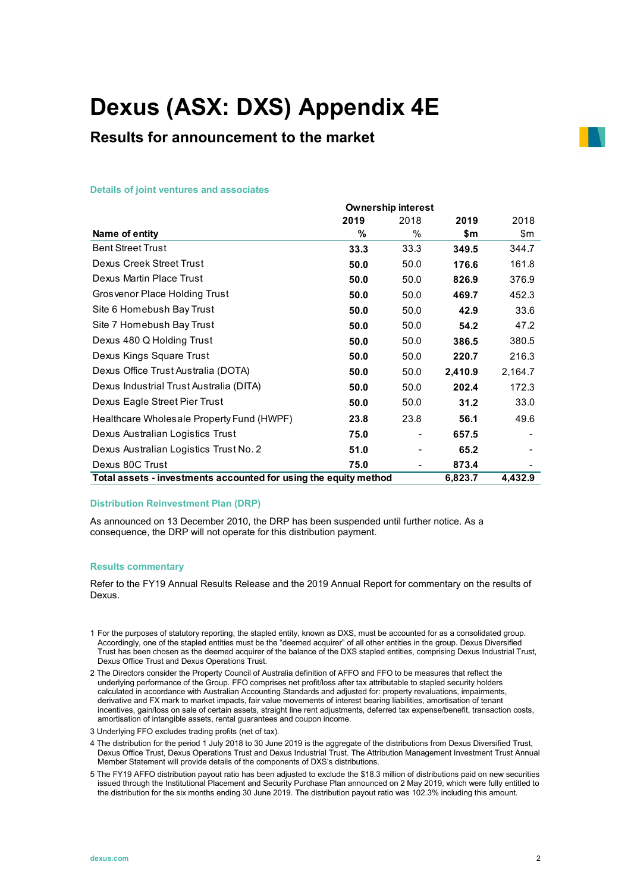# Dexus (ASX: DXS) Appendix 4E

## Results for announcement to the market

### Details of joint ventures and associates

| | Ownership interest | | | |
|---|---|---|---|---|
| | **2019** | 2018 | **2019** | 2018 |
| **Name of entity** | **%** | % | **$m** | $m |
| Bent Street Trust | **33.3** | 33.3 | **349.5** | 344.7 |
| Dexus Creek Street Trust | **50.0** | 50.0 | **176.6** | 161.8 |
| Dexus Martin Place Trust | **50.0** | 50.0 | **826.9** | 376.9 |
| Grosvenor Place Holding Trust | **50.0** | 50.0 | **469.7** | 452.3 |
| Site 6 Homebush Bay Trust | **50.0** | 50.0 | **42.9** | 33.6 |
| Site 7 Homebush Bay Trust | **50.0** | 50.0 | **54.2** | 47.2 |
| Dexus 480 Q Holding Trust | **50.0** | 50.0 | **386.5** | 380.5 |
| Dexus Kings Square Trust | **50.0** | 50.0 | **220.7** | 216.3 |
| Dexus Office Trust Australia (DOTA) | **50.0** | 50.0 | **2,410.9** | 2,164.7 |
| Dexus Industrial Trust Australia (DITA) | **50.0** | 50.0 | **202.4** | 172.3 |
| Dexus Eagle Street Pier Trust | **50.0** | 50.0 | **31.2** | 33.0 |
| Healthcare Wholesale Property Fund (HWPF) | **23.8** | 23.8 | **56.1** | 49.6 |
| Dexus Australian Logistics Trust | **75.0** | - | **657.5** | - |
| Dexus Australian Logistics Trust No. 2 | **51.0** | - | **65.2** | - |
| Dexus 80C Trust | **75.0** | - | **873.4** | - |
| **Total assets - investments accounted for using the equity method** | | | **6,823.7** | **4,432.9** |

### Distribution Reinvestment Plan (DRP)

As announced on 13 December 2010, the DRP has been suspended until further notice. As a consequence, the DRP will not operate for this distribution payment.

### Results commentary

Refer to the FY19 Annual Results Release and the 2019 Annual Report for commentary on the results of Dexus.

1 For the purposes of statutory reporting, the stapled entity, known as DXS, must be accounted for as a consolidated group. Accordingly, one of the stapled entities must be the "deemed acquirer" of all other entities in the group. Dexus Diversified Trust has been chosen as the deemed acquirer of the balance of the DXS stapled entities, comprising Dexus Industrial Trust, Dexus Office Trust and Dexus Operations Trust.

2 The Directors consider the Property Council of Australia definition of AFFO and FFO to be measures that reflect the underlying performance of the Group. FFO comprises net profit/loss after tax attributable to stapled security holders calculated in accordance with Australian Accounting Standards and adjusted for: property revaluations, impairments, derivative and FX mark to market impacts, fair value movements of interest bearing liabilities, amortisation of tenant incentives, gain/loss on sale of certain assets, straight line rent adjustments, deferred tax expense/benefit, transaction costs, amortisation of intangible assets, rental guarantees and coupon income.

3 Underlying FFO excludes trading profits (net of tax).

4 The distribution for the period 1 July 2018 to 30 June 2019 is the aggregate of the distributions from Dexus Diversified Trust, Dexus Office Trust, Dexus Operations Trust and Dexus Industrial Trust. The Attribution Management Investment Trust Annual Member Statement will provide details of the components of DXS's distributions.

5 The FY19 AFFO distribution payout ratio has been adjusted to exclude the $18.3 million of distributions paid on new securities issued through the Institutional Placement and Security Purchase Plan announced on 2 May 2019, which were fully entitled to the distribution for the six months ending 30 June 2019. The distribution payout ratio was 102.3% including this amount.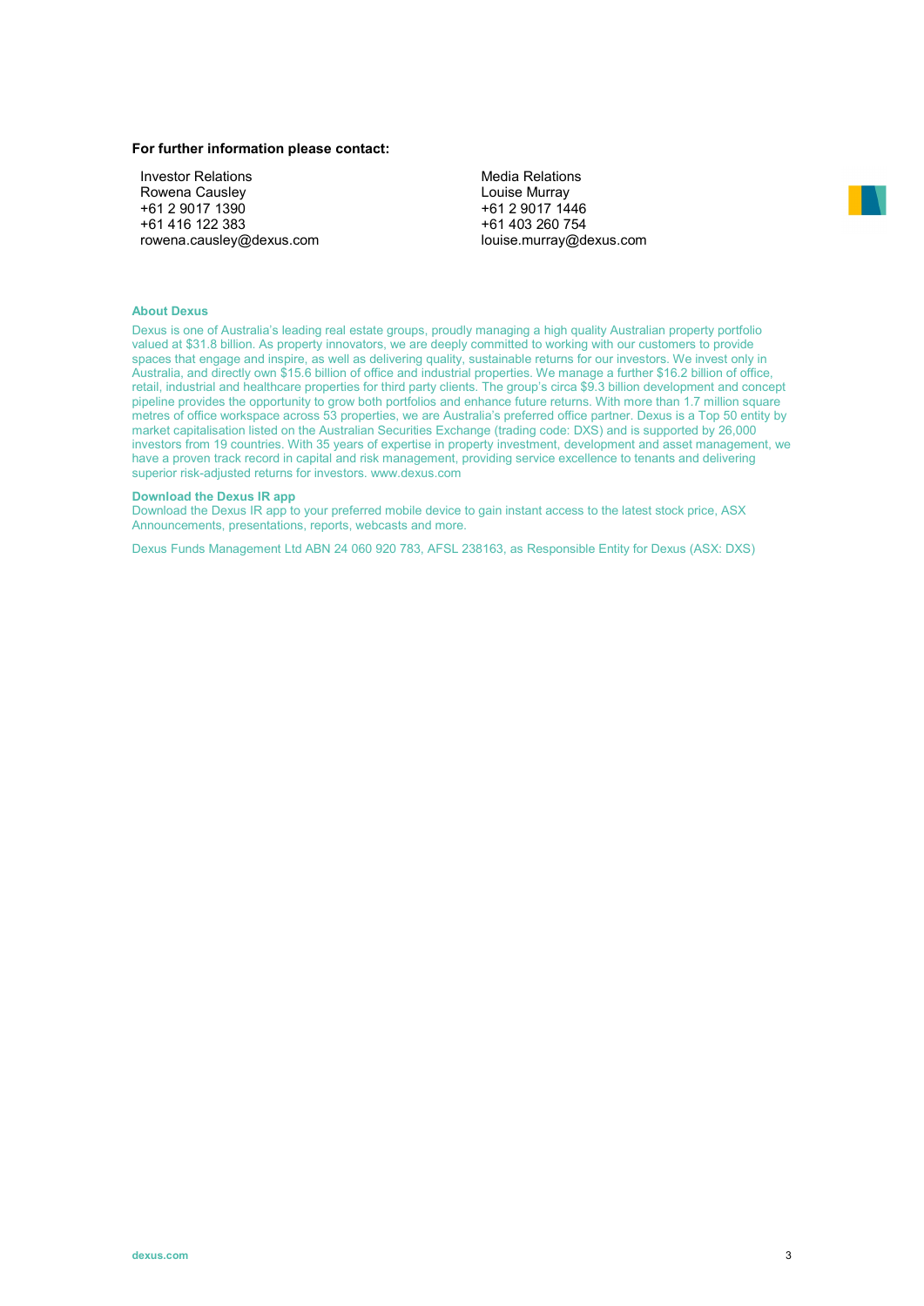**For further information please contact:**

Investor Relations
Rowena Causley
+61 2 9017 1390
+61 416 122 383
rowena.causley@dexus.com

Media Relations
Louise Murray
+61 2 9017 1446
+61 403 260 754
louise.murray@dexus.com

**About Dexus**

Dexus is one of Australia's leading real estate groups, proudly managing a high quality Australian property portfolio valued at $31.8 billion. As property innovators, we are deeply committed to working with our customers to provide spaces that engage and inspire, as well as delivering quality, sustainable returns for our investors. We invest only in Australia, and directly own $15.6 billion of office and industrial properties. We manage a further $16.2 billion of office, retail, industrial and healthcare properties for third party clients. The group's circa $9.3 billion development and concept pipeline provides the opportunity to grow both portfolios and enhance future returns. With more than 1.7 million square metres of office workspace across 53 properties, we are Australia's preferred office partner. Dexus is a Top 50 entity by market capitalisation listed on the Australian Securities Exchange (trading code: DXS) and is supported by 26,000 investors from 19 countries. With 35 years of expertise in property investment, development and asset management, we have a proven track record in capital and risk management, providing service excellence to tenants and delivering superior risk-adjusted returns for investors. www.dexus.com

**Download the Dexus IR app**

Download the Dexus IR app to your preferred mobile device to gain instant access to the latest stock price, ASX Announcements, presentations, reports, webcasts and more.

Dexus Funds Management Ltd ABN 24 060 920 783, AFSL 238163, as Responsible Entity for Dexus (ASX: DXS)